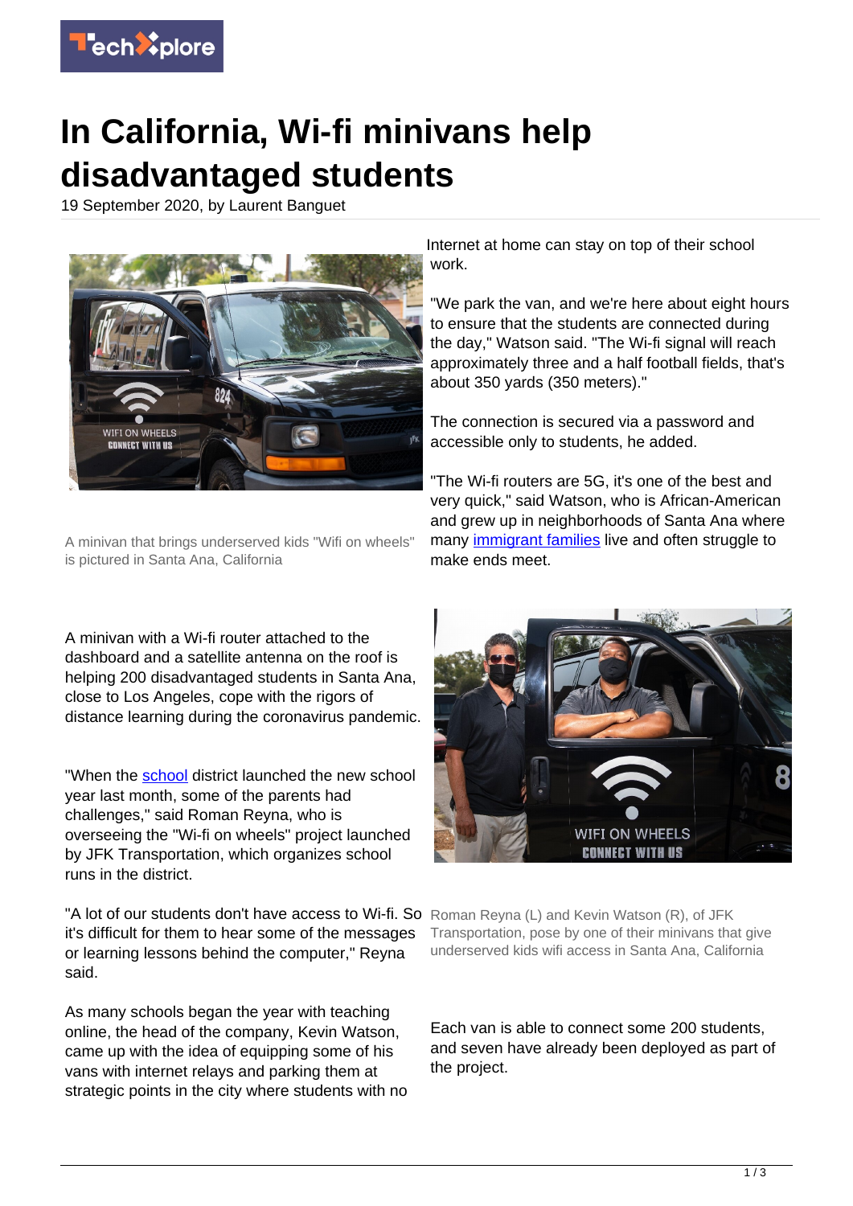# In California, Wi-fi minivans help disadvantaged students

19 September 2020, by Laurent Banguet

A minivan that brings underserved kids "Wifi on wheels" is pictured in Santa Ana, California

A minivan with a Wi-fi router attached to the dashboard and a satellite antenna on the roof is helping 200 disadvantaged students in Santa Ana, close to Los Angeles, cope with the rigors of distance learning during the coronavirus pandemic.

"When the school district launched the new school year last month, some of the parents had challenges," said Roman Reyna, who is overseeing the "Wi-fi on wheels" project launched by JFK Transportation, which organizes school runs in the district.

"A lot of our students don't have access to Wi-fi. So it's difficult for them to hear some of the messages or learning lessons behind the computer," Reyna said.

As many schools began the year with teaching online, the head of the company, Kevin Watson, came up with the idea of equipping some of his vans with internet relays and parking them at strategic points in the city where students with no Internet at home can stay on top of their school work.

"We park the van, and we're here about eight hours to ensure that the students are connected during the day," Watson said. "The Wi-fi signal will reach approximately three and a half football fields, that's about 350 yards (350 meters)."

The connection is secured via a password and accessible only to students, he added.

"The Wi-fi routers are 5G, it's one of the best and very quick," said Watson, who is African-American and grew up in neighborhoods of Santa Ana where many immigrant families live and often struggle to make ends meet.

Roman Reyna (L) and Kevin Watson (R), of JFK Transportation, pose by one of their minivans that give underserved kids wifi access in Santa Ana, California

Each van is able to connect some 200 students, and seven have already been deployed as part of the project.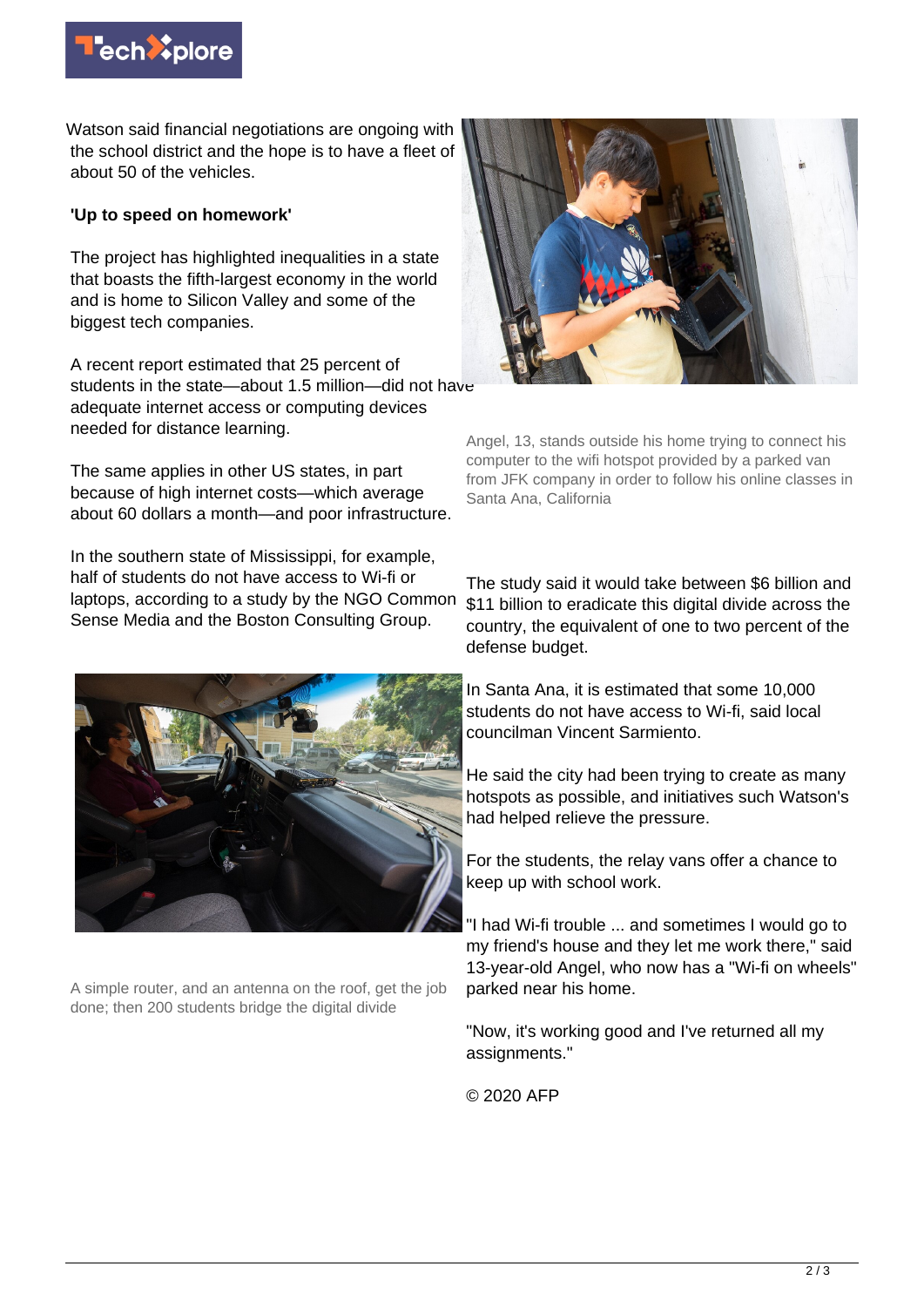Watson said financial negotiations are ongoing with the school district and the hope is to have a fleet of about 50 of the vehicles.

**'Up to speed on homework'**

The project has highlighted inequalities in a state that boasts the fifth-largest economy in the world and is home to Silicon Valley and some of the biggest tech companies.

A recent report estimated that 25 percent of students in the state—about 1.5 million—did not have adequate internet access or computing devices needed for distance learning.

Angel, 13, stands outside his home trying to connect his computer to the wifi hotspot provided by a parked van from JFK company in order to follow his online classes in Santa Ana, California

The same applies in other US states, in part because of high internet costs—which average about 60 dollars a month—and poor infrastructure.

In the southern state of Mississippi, for example, half of students do not have access to Wi-fi or laptops, according to a study by the NGO Common Sense Media and the Boston Consulting Group.

The study said it would take between $6 billion and $11 billion to eradicate this digital divide across the country, the equivalent of one to two percent of the defense budget.

A simple router, and an antenna on the roof, get the job done; then 200 students bridge the digital divide

In Santa Ana, it is estimated that some 10,000 students do not have access to Wi-fi, said local councilman Vincent Sarmiento.

He said the city had been trying to create as many hotspots as possible, and initiatives such Watson's had helped relieve the pressure.

For the students, the relay vans offer a chance to keep up with school work.

"I had Wi-fi trouble ... and sometimes I would go to my friend's house and they let me work there," said 13-year-old Angel, who now has a "Wi-fi on wheels" parked near his home.

"Now, it's working good and I've returned all my assignments."

© 2020 AFP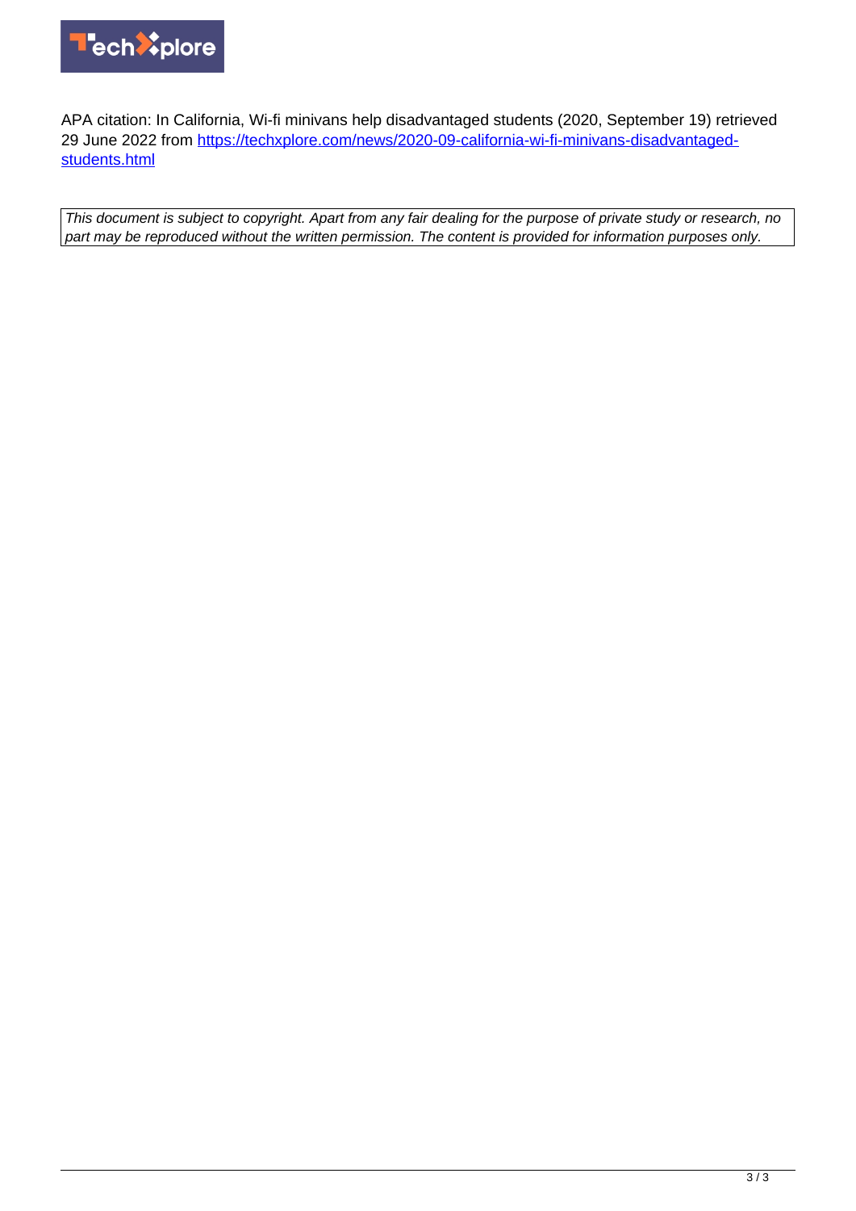APA citation: In California, Wi-fi minivans help disadvantaged students (2020, September 19) retrieved 29 June 2022 from https://techxplore.com/news/2020-09-california-wi-fi-minivans-disadvantaged-students.html

*This document is subject to copyright. Apart from any fair dealing for the purpose of private study or research, no part may be reproduced without the written permission. The content is provided for information purposes only.*